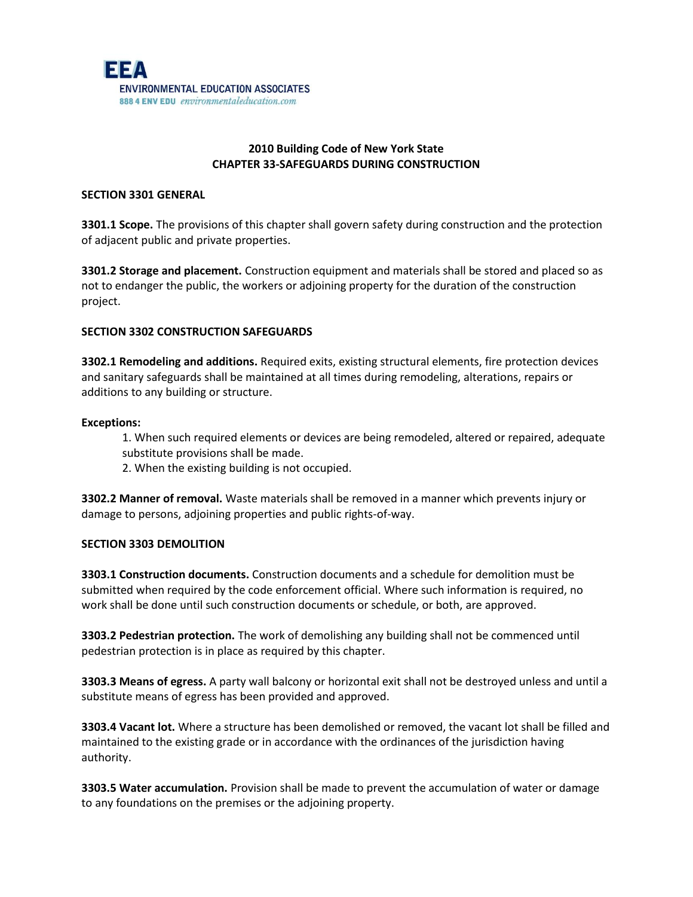**EEA**
**ENVIRONMENTAL EDUCATION ASSOCIATES**
**888 4 ENV EDU** *environmentaleducation.com*

# 2010 Building Code of New York State
# CHAPTER 33-SAFEGUARDS DURING CONSTRUCTION

## SECTION 3301 GENERAL

**3301.1 Scope.** The provisions of this chapter shall govern safety during construction and the protection of adjacent public and private properties.

**3301.2 Storage and placement.** Construction equipment and materials shall be stored and placed so as not to endanger the public, the workers or adjoining property for the duration of the construction project.

## SECTION 3302 CONSTRUCTION SAFEGUARDS

**3302.1 Remodeling and additions.** Required exits, existing structural elements, fire protection devices and sanitary safeguards shall be maintained at all times during remodeling, alterations, repairs or additions to any building or structure.

**Exceptions:**

1. When such required elements or devices are being remodeled, altered or repaired, adequate substitute provisions shall be made.
2. When the existing building is not occupied.

**3302.2 Manner of removal.** Waste materials shall be removed in a manner which prevents injury or damage to persons, adjoining properties and public rights-of-way.

## SECTION 3303 DEMOLITION

**3303.1 Construction documents.** Construction documents and a schedule for demolition must be submitted when required by the code enforcement official. Where such information is required, no work shall be done until such construction documents or schedule, or both, are approved.

**3303.2 Pedestrian protection.** The work of demolishing any building shall not be commenced until pedestrian protection is in place as required by this chapter.

**3303.3 Means of egress.** A party wall balcony or horizontal exit shall not be destroyed unless and until a substitute means of egress has been provided and approved.

**3303.4 Vacant lot.** Where a structure has been demolished or removed, the vacant lot shall be filled and maintained to the existing grade or in accordance with the ordinances of the jurisdiction having authority.

**3303.5 Water accumulation.** Provision shall be made to prevent the accumulation of water or damage to any foundations on the premises or the adjoining property.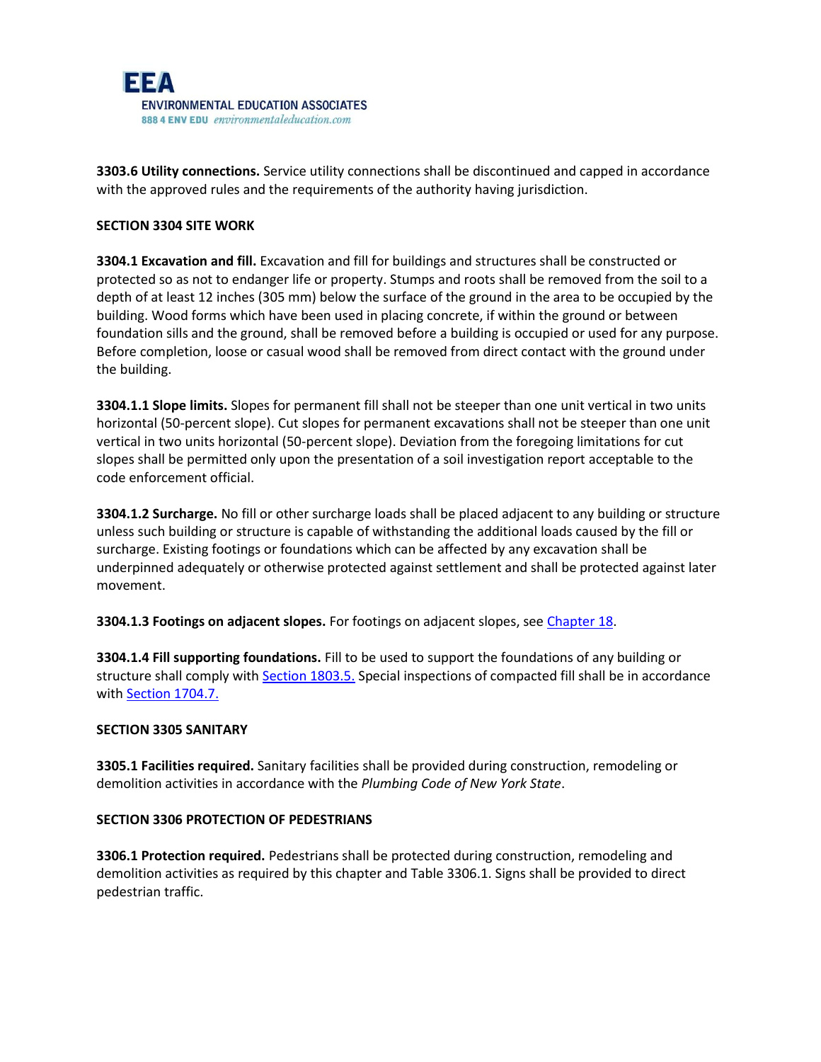**3303.6 Utility connections.** Service utility connections shall be discontinued and capped in accordance with the approved rules and the requirements of the authority having jurisdiction.

## SECTION 3304 SITE WORK

**3304.1 Excavation and fill.** Excavation and fill for buildings and structures shall be constructed or protected so as not to endanger life or property. Stumps and roots shall be removed from the soil to a depth of at least 12 inches (305 mm) below the surface of the ground in the area to be occupied by the building. Wood forms which have been used in placing concrete, if within the ground or between foundation sills and the ground, shall be removed before a building is occupied or used for any purpose. Before completion, loose or casual wood shall be removed from direct contact with the ground under the building.

**3304.1.1 Slope limits.** Slopes for permanent fill shall not be steeper than one unit vertical in two units horizontal (50-percent slope). Cut slopes for permanent excavations shall not be steeper than one unit vertical in two units horizontal (50-percent slope). Deviation from the foregoing limitations for cut slopes shall be permitted only upon the presentation of a soil investigation report acceptable to the code enforcement official.

**3304.1.2 Surcharge.** No fill or other surcharge loads shall be placed adjacent to any building or structure unless such building or structure is capable of withstanding the additional loads caused by the fill or surcharge. Existing footings or foundations which can be affected by any excavation shall be underpinned adequately or otherwise protected against settlement and shall be protected against later movement.

**3304.1.3 Footings on adjacent slopes.** For footings on adjacent slopes, see Chapter 18.

**3304.1.4 Fill supporting foundations.** Fill to be used to support the foundations of any building or structure shall comply with Section 1803.5. Special inspections of compacted fill shall be in accordance with Section 1704.7.

## SECTION 3305 SANITARY

**3305.1 Facilities required.** Sanitary facilities shall be provided during construction, remodeling or demolition activities in accordance with the *Plumbing Code of New York State*.

## SECTION 3306 PROTECTION OF PEDESTRIANS

**3306.1 Protection required.** Pedestrians shall be protected during construction, remodeling and demolition activities as required by this chapter and Table 3306.1. Signs shall be provided to direct pedestrian traffic.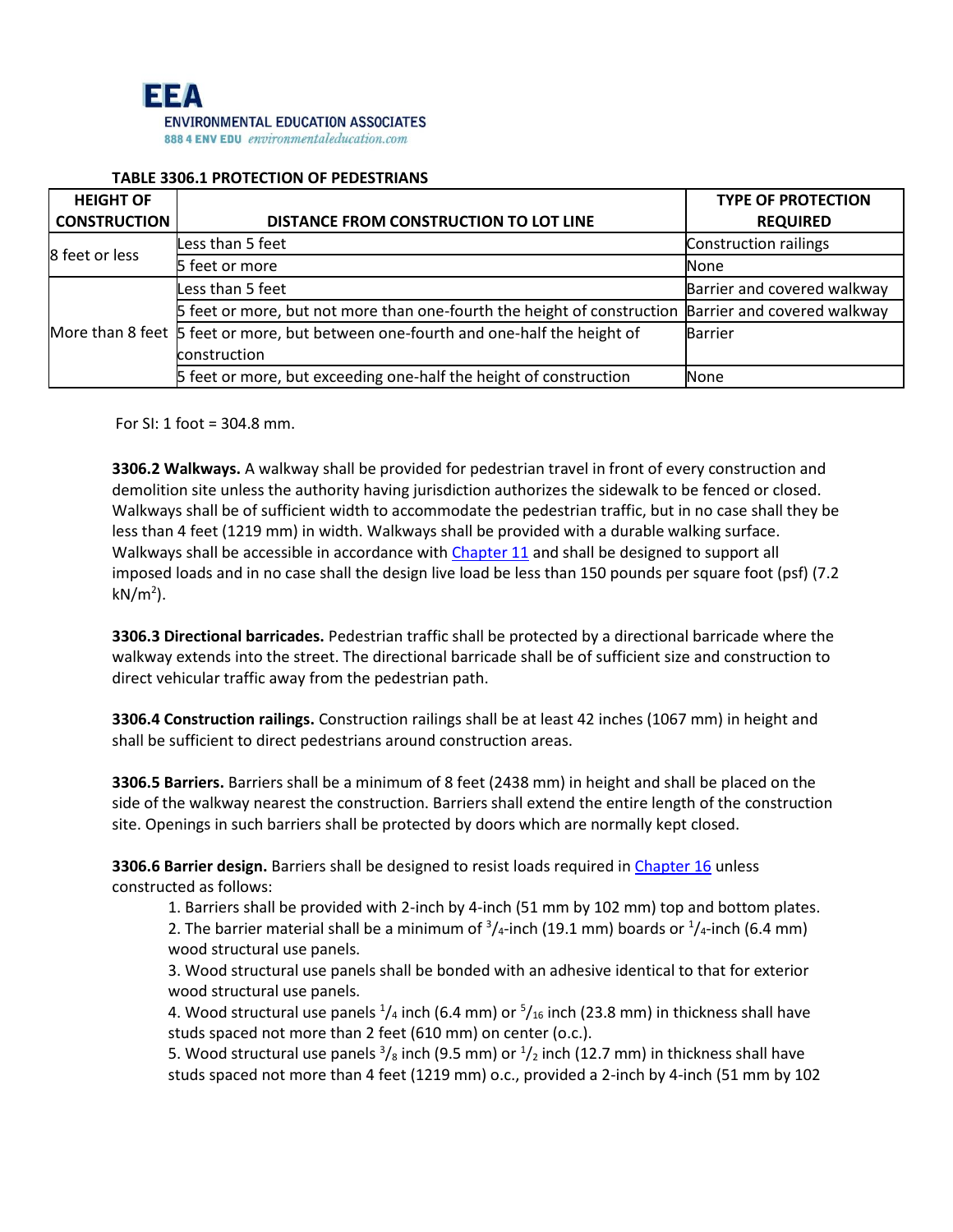**TABLE 3306.1 PROTECTION OF PEDESTRIANS**

| HEIGHT OF CONSTRUCTION | DISTANCE FROM CONSTRUCTION TO LOT LINE | TYPE OF PROTECTION REQUIRED |
|---|---|---|
| 8 feet or less | Less than 5 feet | Construction railings |
| | 5 feet or more | None |
| More than 8 feet | Less than 5 feet | Barrier and covered walkway |
| | 5 feet or more, but not more than one-fourth the height of construction | Barrier and covered walkway |
| | 5 feet or more, but between one-fourth and one-half the height of construction | Barrier |
| | 5 feet or more, but exceeding one-half the height of construction | None |

For SI: 1 foot = 304.8 mm.

**3306.2 Walkways.** A walkway shall be provided for pedestrian travel in front of every construction and demolition site unless the authority having jurisdiction authorizes the sidewalk to be fenced or closed. Walkways shall be of sufficient width to accommodate the pedestrian traffic, but in no case shall they be less than 4 feet (1219 mm) in width. Walkways shall be provided with a durable walking surface. Walkways shall be accessible in accordance with Chapter 11 and shall be designed to support all imposed loads and in no case shall the design live load be less than 150 pounds per square foot (psf) (7.2 $kN/m^2$).

**3306.3 Directional barricades.** Pedestrian traffic shall be protected by a directional barricade where the walkway extends into the street. The directional barricade shall be of sufficient size and construction to direct vehicular traffic away from the pedestrian path.

**3306.4 Construction railings.** Construction railings shall be at least 42 inches (1067 mm) in height and shall be sufficient to direct pedestrians around construction areas.

**3306.5 Barriers.** Barriers shall be a minimum of 8 feet (2438 mm) in height and shall be placed on the side of the walkway nearest the construction. Barriers shall extend the entire length of the construction site. Openings in such barriers shall be protected by doors which are normally kept closed.

**3306.6 Barrier design.** Barriers shall be designed to resist loads required in Chapter 16 unless constructed as follows:

1. Barriers shall be provided with 2-inch by 4-inch (51 mm by 102 mm) top and bottom plates.
2. The barrier material shall be a minimum of $^3/_4$-inch (19.1 mm) boards or $^1/_4$-inch (6.4 mm) wood structural use panels.
3. Wood structural use panels shall be bonded with an adhesive identical to that for exterior wood structural use panels.
4. Wood structural use panels $^1/_4$ inch (6.4 mm) or $^5/_{16}$ inch (23.8 mm) in thickness shall have studs spaced not more than 2 feet (610 mm) on center (o.c.).
5. Wood structural use panels $^3/_8$ inch (9.5 mm) or $^1/_2$ inch (12.7 mm) in thickness shall have studs spaced not more than 4 feet (1219 mm) o.c., provided a 2-inch by 4-inch (51 mm by 102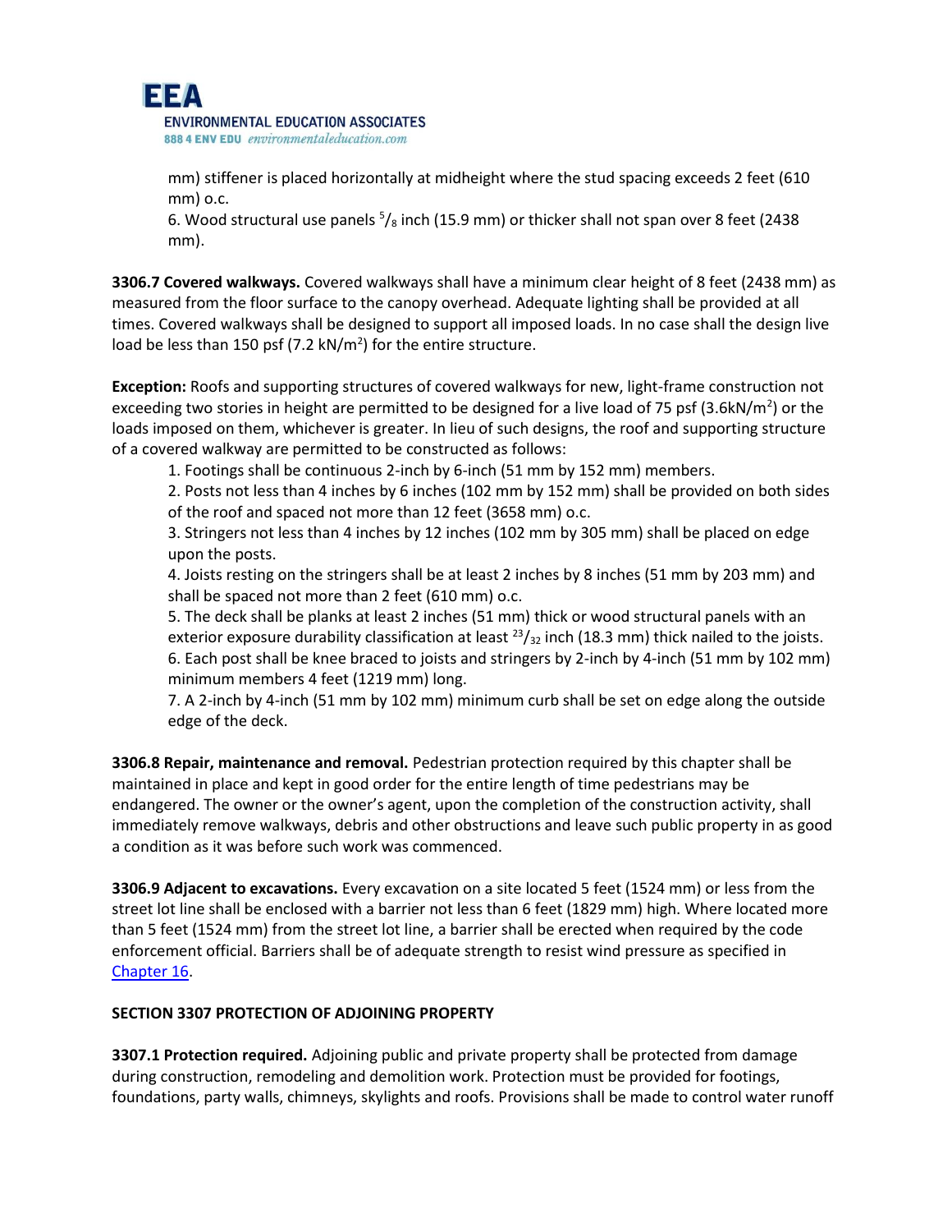mm) stiffener is placed horizontally at midheight where the stud spacing exceeds 2 feet (610 mm) o.c.

6. Wood structural use panels $^{5}/_{8}$ inch (15.9 mm) or thicker shall not span over 8 feet (2438 mm).

**3306.7 Covered walkways.** Covered walkways shall have a minimum clear height of 8 feet (2438 mm) as measured from the floor surface to the canopy overhead. Adequate lighting shall be provided at all times. Covered walkways shall be designed to support all imposed loads. In no case shall the design live load be less than 150 psf (7.2 kN/m$^2$) for the entire structure.

**Exception:** Roofs and supporting structures of covered walkways for new, light-frame construction not exceeding two stories in height are permitted to be designed for a live load of 75 psf (3.6kN/m$^2$) or the loads imposed on them, whichever is greater. In lieu of such designs, the roof and supporting structure of a covered walkway are permitted to be constructed as follows:

1. Footings shall be continuous 2-inch by 6-inch (51 mm by 152 mm) members.
2. Posts not less than 4 inches by 6 inches (102 mm by 152 mm) shall be provided on both sides of the roof and spaced not more than 12 feet (3658 mm) o.c.
3. Stringers not less than 4 inches by 12 inches (102 mm by 305 mm) shall be placed on edge upon the posts.
4. Joists resting on the stringers shall be at least 2 inches by 8 inches (51 mm by 203 mm) and shall be spaced not more than 2 feet (610 mm) o.c.
5. The deck shall be planks at least 2 inches (51 mm) thick or wood structural panels with an exterior exposure durability classification at least $^{23}/_{32}$ inch (18.3 mm) thick nailed to the joists.
6. Each post shall be knee braced to joists and stringers by 2-inch by 4-inch (51 mm by 102 mm) minimum members 4 feet (1219 mm) long.
7. A 2-inch by 4-inch (51 mm by 102 mm) minimum curb shall be set on edge along the outside edge of the deck.

**3306.8 Repair, maintenance and removal.** Pedestrian protection required by this chapter shall be maintained in place and kept in good order for the entire length of time pedestrians may be endangered. The owner or the owner's agent, upon the completion of the construction activity, shall immediately remove walkways, debris and other obstructions and leave such public property in as good a condition as it was before such work was commenced.

**3306.9 Adjacent to excavations.** Every excavation on a site located 5 feet (1524 mm) or less from the street lot line shall be enclosed with a barrier not less than 6 feet (1829 mm) high. Where located more than 5 feet (1524 mm) from the street lot line, a barrier shall be erected when required by the code enforcement official. Barriers shall be of adequate strength to resist wind pressure as specified in Chapter 16.

**SECTION 3307 PROTECTION OF ADJOINING PROPERTY**

**3307.1 Protection required.** Adjoining public and private property shall be protected from damage during construction, remodeling and demolition work. Protection must be provided for footings, foundations, party walls, chimneys, skylights and roofs. Provisions shall be made to control water runoff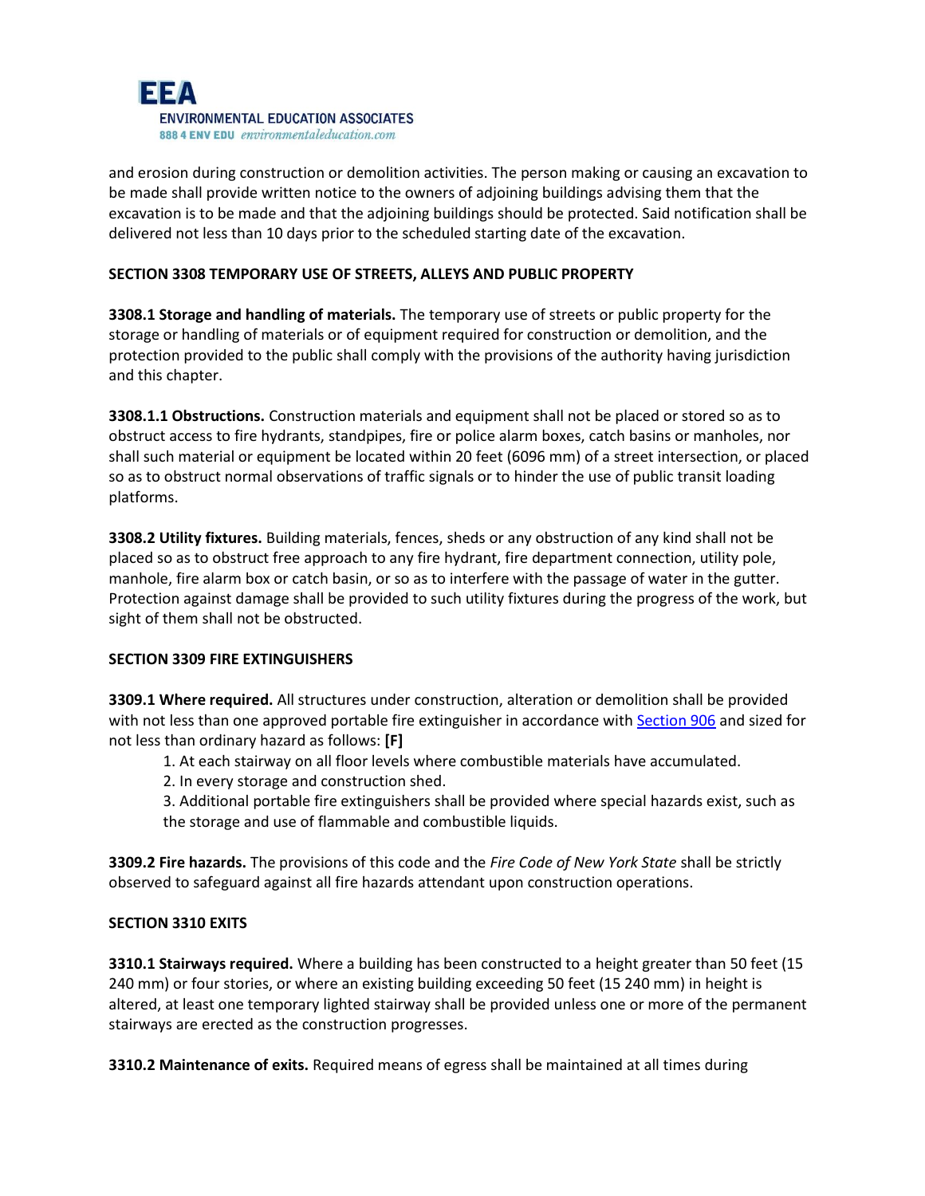and erosion during construction or demolition activities. The person making or causing an excavation to be made shall provide written notice to the owners of adjoining buildings advising them that the excavation is to be made and that the adjoining buildings should be protected. Said notification shall be delivered not less than 10 days prior to the scheduled starting date of the excavation.

**SECTION 3308 TEMPORARY USE OF STREETS, ALLEYS AND PUBLIC PROPERTY**

**3308.1 Storage and handling of materials.** The temporary use of streets or public property for the storage or handling of materials or of equipment required for construction or demolition, and the protection provided to the public shall comply with the provisions of the authority having jurisdiction and this chapter.

**3308.1.1 Obstructions.** Construction materials and equipment shall not be placed or stored so as to obstruct access to fire hydrants, standpipes, fire or police alarm boxes, catch basins or manholes, nor shall such material or equipment be located within 20 feet (6096 mm) of a street intersection, or placed so as to obstruct normal observations of traffic signals or to hinder the use of public transit loading platforms.

**3308.2 Utility fixtures.** Building materials, fences, sheds or any obstruction of any kind shall not be placed so as to obstruct free approach to any fire hydrant, fire department connection, utility pole, manhole, fire alarm box or catch basin, or so as to interfere with the passage of water in the gutter. Protection against damage shall be provided to such utility fixtures during the progress of the work, but sight of them shall not be obstructed.

**SECTION 3309 FIRE EXTINGUISHERS**

**3309.1 Where required.** All structures under construction, alteration or demolition shall be provided with not less than one approved portable fire extinguisher in accordance with Section 906 and sized for not less than ordinary hazard as follows: **[F]**

1. At each stairway on all floor levels where combustible materials have accumulated.
2. In every storage and construction shed.
3. Additional portable fire extinguishers shall be provided where special hazards exist, such as the storage and use of flammable and combustible liquids.

**3309.2 Fire hazards.** The provisions of this code and the *Fire Code of New York State* shall be strictly observed to safeguard against all fire hazards attendant upon construction operations.

**SECTION 3310 EXITS**

**3310.1 Stairways required.** Where a building has been constructed to a height greater than 50 feet (15 240 mm) or four stories, or where an existing building exceeding 50 feet (15 240 mm) in height is altered, at least one temporary lighted stairway shall be provided unless one or more of the permanent stairways are erected as the construction progresses.

**3310.2 Maintenance of exits.** Required means of egress shall be maintained at all times during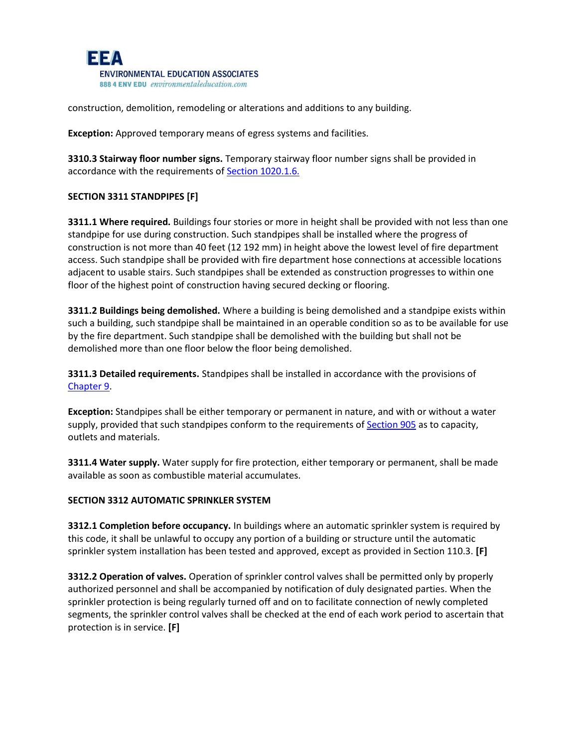construction, demolition, remodeling or alterations and additions to any building.

**Exception:** Approved temporary means of egress systems and facilities.

**3310.3 Stairway floor number signs.** Temporary stairway floor number signs shall be provided in accordance with the requirements of Section 1020.1.6.

**SECTION 3311 STANDPIPES [F]**

**3311.1 Where required.** Buildings four stories or more in height shall be provided with not less than one standpipe for use during construction. Such standpipes shall be installed where the progress of construction is not more than 40 feet (12 192 mm) in height above the lowest level of fire department access. Such standpipe shall be provided with fire department hose connections at accessible locations adjacent to usable stairs. Such standpipes shall be extended as construction progresses to within one floor of the highest point of construction having secured decking or flooring.

**3311.2 Buildings being demolished.** Where a building is being demolished and a standpipe exists within such a building, such standpipe shall be maintained in an operable condition so as to be available for use by the fire department. Such standpipe shall be demolished with the building but shall not be demolished more than one floor below the floor being demolished.

**3311.3 Detailed requirements.** Standpipes shall be installed in accordance with the provisions of Chapter 9.

**Exception:** Standpipes shall be either temporary or permanent in nature, and with or without a water supply, provided that such standpipes conform to the requirements of Section 905 as to capacity, outlets and materials.

**3311.4 Water supply.** Water supply for fire protection, either temporary or permanent, shall be made available as soon as combustible material accumulates.

**SECTION 3312 AUTOMATIC SPRINKLER SYSTEM**

**3312.1 Completion before occupancy.** In buildings where an automatic sprinkler system is required by this code, it shall be unlawful to occupy any portion of a building or structure until the automatic sprinkler system installation has been tested and approved, except as provided in Section 110.3. **[F]**

**3312.2 Operation of valves.** Operation of sprinkler control valves shall be permitted only by properly authorized personnel and shall be accompanied by notification of duly designated parties. When the sprinkler protection is being regularly turned off and on to facilitate connection of newly completed segments, the sprinkler control valves shall be checked at the end of each work period to ascertain that protection is in service. **[F]**